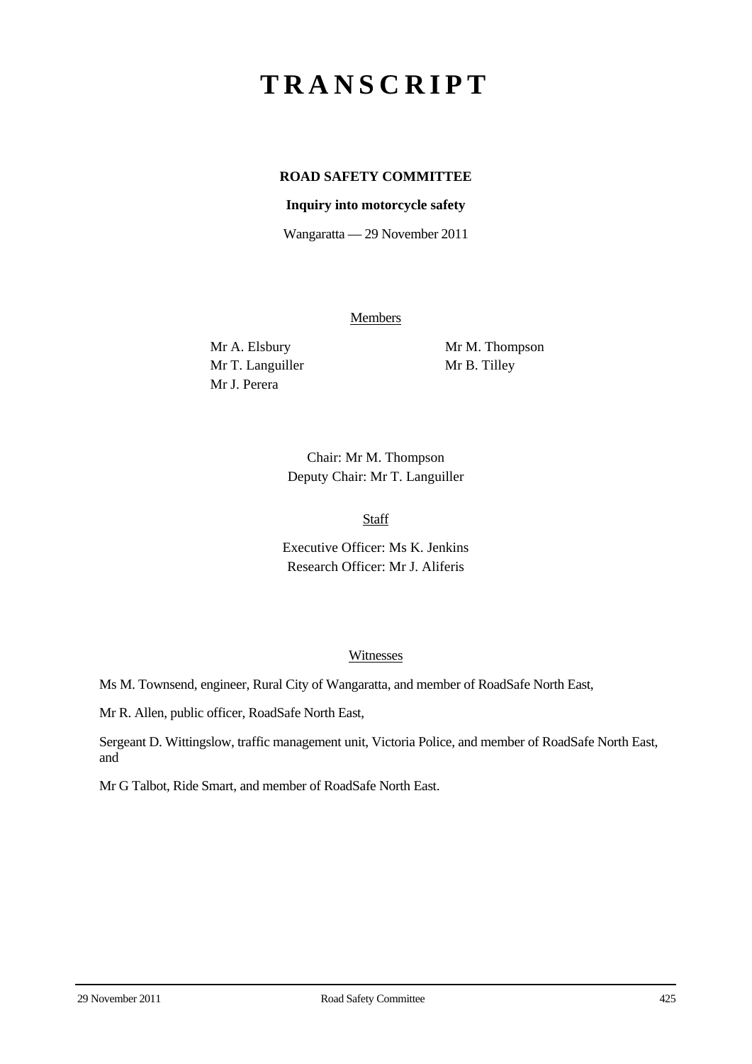# TRANSCRIPT

## ROAD SAFETY COMMITTEE

**Inquiry into motorcycle safety**

Wangaratta — 29 November 2011

Members

Mr A. Elsbury

Mr T. Languiller

Mr J. Perera

Mr M. Thompson

Mr B. Tilley

Chair: Mr M. Thompson

Deputy Chair: Mr T. Languiller

Staff

Executive Officer: Ms K. Jenkins

Research Officer: Mr J. Aliferis

Witnesses

Ms M. Townsend, engineer, Rural City of Wangaratta, and member of RoadSafe North East,

Mr R. Allen, public officer, RoadSafe North East,

Sergeant D. Wittingslow, traffic management unit, Victoria Police, and member of RoadSafe North East, and

Mr G Talbot, Ride Smart, and member of RoadSafe North East.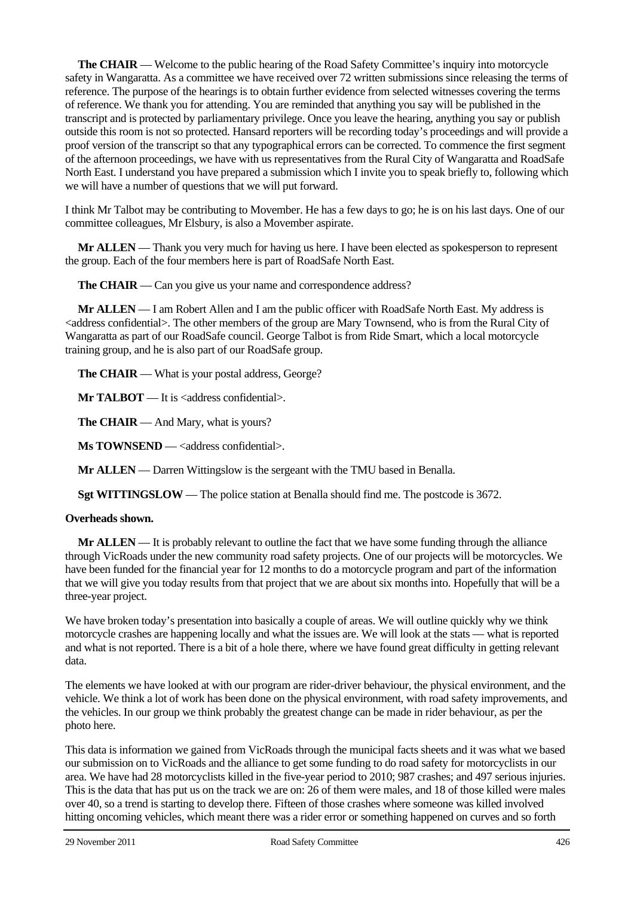**The CHAIR** — Welcome to the public hearing of the Road Safety Committee's inquiry into motorcycle safety in Wangaratta. As a committee we have received over 72 written submissions since releasing the terms of reference. The purpose of the hearings is to obtain further evidence from selected witnesses covering the terms of reference. We thank you for attending. You are reminded that anything you say will be published in the transcript and is protected by parliamentary privilege. Once you leave the hearing, anything you say or publish outside this room is not so protected. Hansard reporters will be recording today's proceedings and will provide a proof version of the transcript so that any typographical errors can be corrected. To commence the first segment of the afternoon proceedings, we have with us representatives from the Rural City of Wangaratta and RoadSafe North East. I understand you have prepared a submission which I invite you to speak briefly to, following which we will have a number of questions that we will put forward.

I think Mr Talbot may be contributing to Movember. He has a few days to go; he is on his last days. One of our committee colleagues, Mr Elsbury, is also a Movember aspirate.

**Mr ALLEN** — Thank you very much for having us here. I have been elected as spokesperson to represent the group. Each of the four members here is part of RoadSafe North East.

**The CHAIR** — Can you give us your name and correspondence address?

**Mr ALLEN** — I am Robert Allen and I am the public officer with RoadSafe North East. My address is <address confidential>. The other members of the group are Mary Townsend, who is from the Rural City of Wangaratta as part of our RoadSafe council. George Talbot is from Ride Smart, which a local motorcycle training group, and he is also part of our RoadSafe group.

**The CHAIR** — What is your postal address, George?

**Mr TALBOT** — It is <address confidential>.

**The CHAIR** — And Mary, what is yours?

**Ms TOWNSEND** — <address confidential>.

**Mr ALLEN** — Darren Wittingslow is the sergeant with the TMU based in Benalla.

**Sgt WITTINGSLOW** — The police station at Benalla should find me. The postcode is 3672.

**Overheads shown.**

**Mr ALLEN** — It is probably relevant to outline the fact that we have some funding through the alliance through VicRoads under the new community road safety projects. One of our projects will be motorcycles. We have been funded for the financial year for 12 months to do a motorcycle program and part of the information that we will give you today results from that project that we are about six months into. Hopefully that will be a three-year project.

We have broken today's presentation into basically a couple of areas. We will outline quickly why we think motorcycle crashes are happening locally and what the issues are. We will look at the stats — what is reported and what is not reported. There is a bit of a hole there, where we have found great difficulty in getting relevant data.

The elements we have looked at with our program are rider-driver behaviour, the physical environment, and the vehicle. We think a lot of work has been done on the physical environment, with road safety improvements, and the vehicles. In our group we think probably the greatest change can be made in rider behaviour, as per the photo here.

This data is information we gained from VicRoads through the municipal facts sheets and it was what we based our submission on to VicRoads and the alliance to get some funding to do road safety for motorcyclists in our area. We have had 28 motorcyclists killed in the five-year period to 2010; 987 crashes; and 497 serious injuries. This is the data that has put us on the track we are on: 26 of them were males, and 18 of those killed were males over 40, so a trend is starting to develop there. Fifteen of those crashes where someone was killed involved hitting oncoming vehicles, which meant there was a rider error or something happened on curves and so forth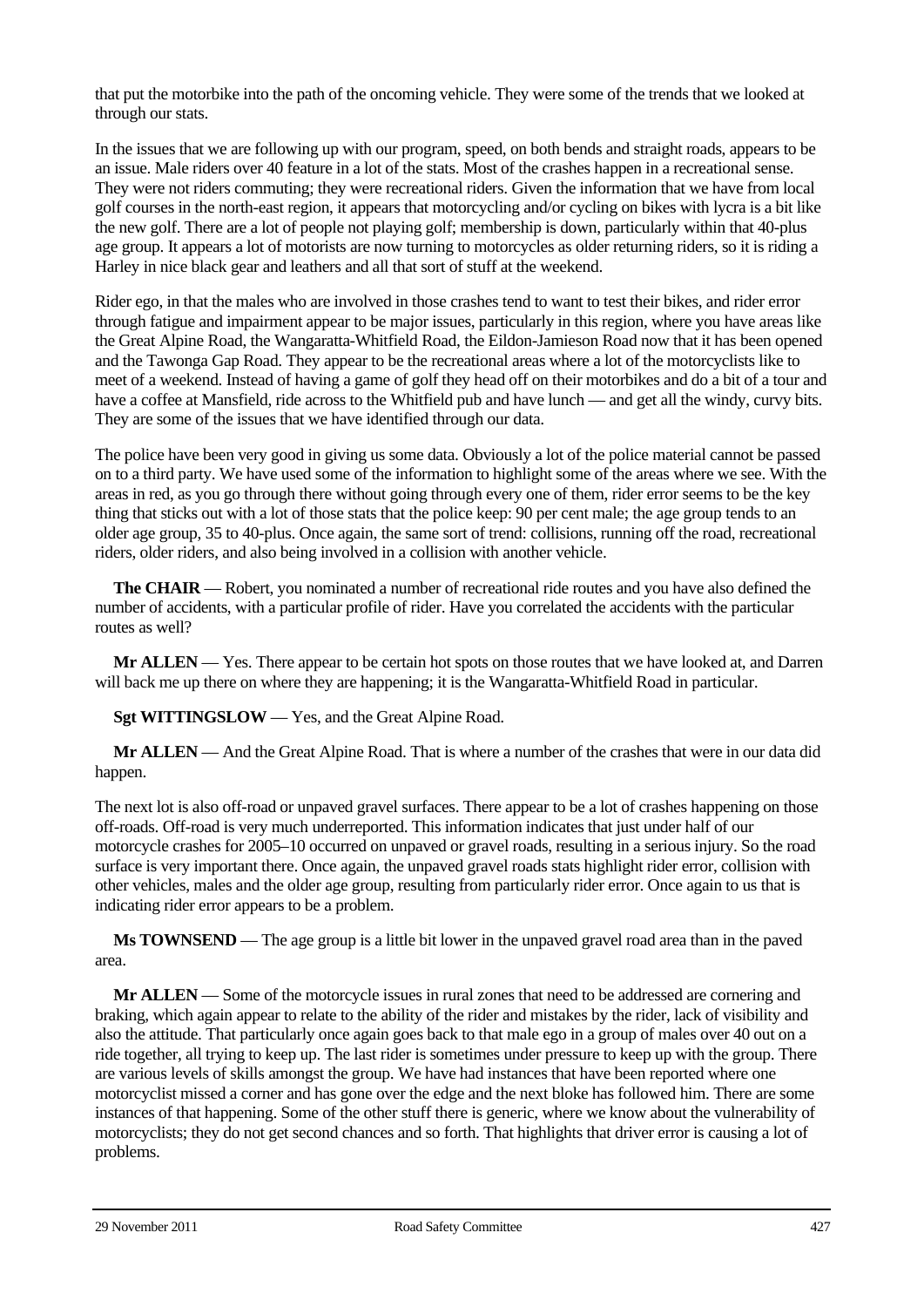that put the motorbike into the path of the oncoming vehicle. They were some of the trends that we looked at through our stats.

In the issues that we are following up with our program, speed, on both bends and straight roads, appears to be an issue. Male riders over 40 feature in a lot of the stats. Most of the crashes happen in a recreational sense. They were not riders commuting; they were recreational riders. Given the information that we have from local golf courses in the north-east region, it appears that motorcycling and/or cycling on bikes with lycra is a bit like the new golf. There are a lot of people not playing golf; membership is down, particularly within that 40-plus age group. It appears a lot of motorists are now turning to motorcycles as older returning riders, so it is riding a Harley in nice black gear and leathers and all that sort of stuff at the weekend.

Rider ego, in that the males who are involved in those crashes tend to want to test their bikes, and rider error through fatigue and impairment appear to be major issues, particularly in this region, where you have areas like the Great Alpine Road, the Wangaratta-Whitfield Road, the Eildon-Jamieson Road now that it has been opened and the Tawonga Gap Road. They appear to be the recreational areas where a lot of the motorcyclists like to meet of a weekend. Instead of having a game of golf they head off on their motorbikes and do a bit of a tour and have a coffee at Mansfield, ride across to the Whitfield pub and have lunch — and get all the windy, curvy bits. They are some of the issues that we have identified through our data.

The police have been very good in giving us some data. Obviously a lot of the police material cannot be passed on to a third party. We have used some of the information to highlight some of the areas where we see. With the areas in red, as you go through there without going through every one of them, rider error seems to be the key thing that sticks out with a lot of those stats that the police keep: 90 per cent male; the age group tends to an older age group, 35 to 40-plus. Once again, the same sort of trend: collisions, running off the road, recreational riders, older riders, and also being involved in a collision with another vehicle.

**The CHAIR** — Robert, you nominated a number of recreational ride routes and you have also defined the number of accidents, with a particular profile of rider. Have you correlated the accidents with the particular routes as well?

**Mr ALLEN** — Yes. There appear to be certain hot spots on those routes that we have looked at, and Darren will back me up there on where they are happening; it is the Wangaratta-Whitfield Road in particular.

**Sgt WITTINGSLOW** — Yes, and the Great Alpine Road.

**Mr ALLEN** — And the Great Alpine Road. That is where a number of the crashes that were in our data did happen.

The next lot is also off-road or unpaved gravel surfaces. There appear to be a lot of crashes happening on those off-roads. Off-road is very much underreported. This information indicates that just under half of our motorcycle crashes for 2005–10 occurred on unpaved or gravel roads, resulting in a serious injury. So the road surface is very important there. Once again, the unpaved gravel roads stats highlight rider error, collision with other vehicles, males and the older age group, resulting from particularly rider error. Once again to us that is indicating rider error appears to be a problem.

**Ms TOWNSEND** — The age group is a little bit lower in the unpaved gravel road area than in the paved area.

**Mr ALLEN** — Some of the motorcycle issues in rural zones that need to be addressed are cornering and braking, which again appear to relate to the ability of the rider and mistakes by the rider, lack of visibility and also the attitude. That particularly once again goes back to that male ego in a group of males over 40 out on a ride together, all trying to keep up. The last rider is sometimes under pressure to keep up with the group. There are various levels of skills amongst the group. We have had instances that have been reported where one motorcyclist missed a corner and has gone over the edge and the next bloke has followed him. There are some instances of that happening. Some of the other stuff there is generic, where we know about the vulnerability of motorcyclists; they do not get second chances and so forth. That highlights that driver error is causing a lot of problems.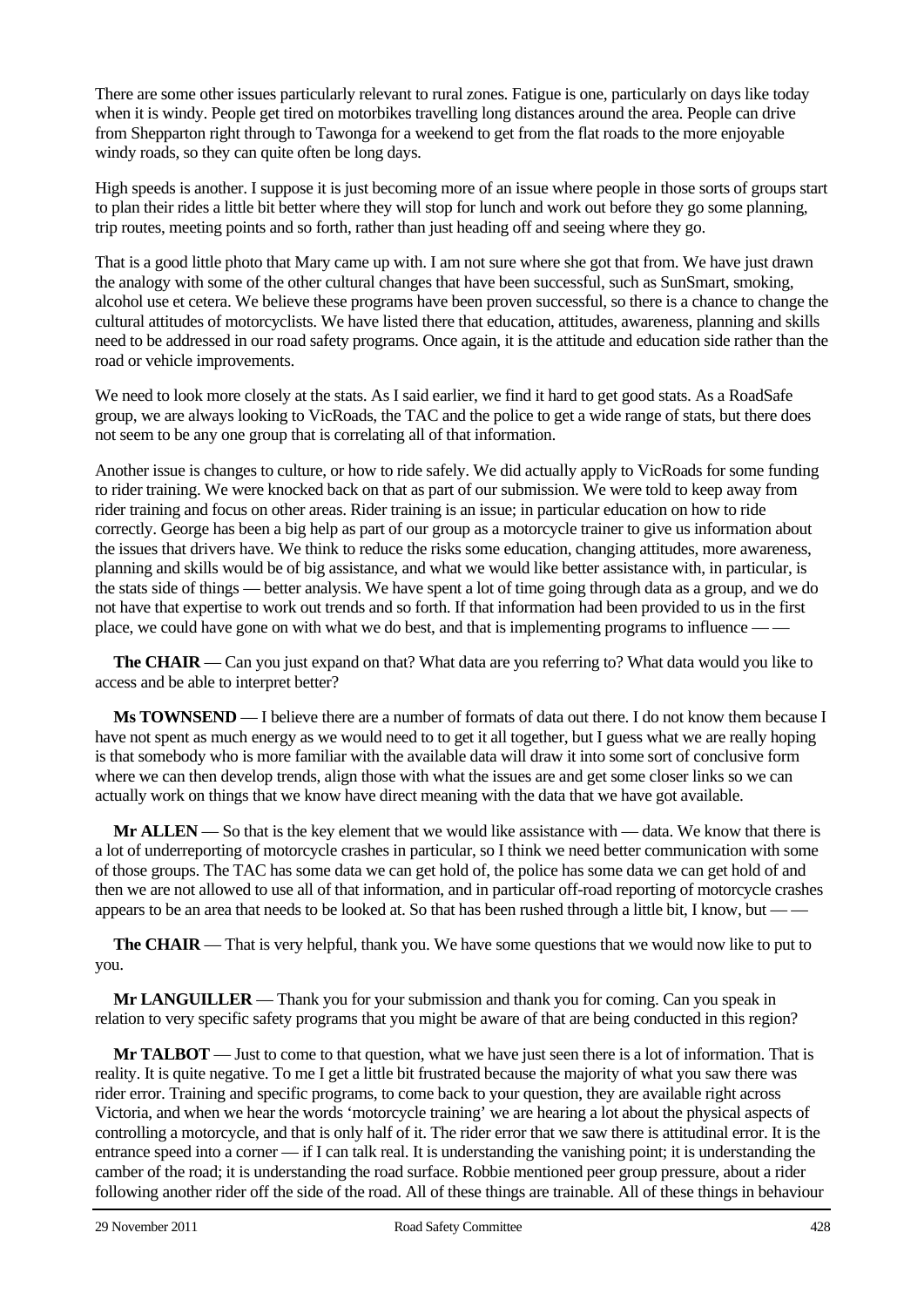There are some other issues particularly relevant to rural zones. Fatigue is one, particularly on days like today when it is windy. People get tired on motorbikes travelling long distances around the area. People can drive from Shepparton right through to Tawonga for a weekend to get from the flat roads to the more enjoyable windy roads, so they can quite often be long days.

High speeds is another. I suppose it is just becoming more of an issue where people in those sorts of groups start to plan their rides a little bit better where they will stop for lunch and work out before they go some planning, trip routes, meeting points and so forth, rather than just heading off and seeing where they go.

That is a good little photo that Mary came up with. I am not sure where she got that from. We have just drawn the analogy with some of the other cultural changes that have been successful, such as SunSmart, smoking, alcohol use et cetera. We believe these programs have been proven successful, so there is a chance to change the cultural attitudes of motorcyclists. We have listed there that education, attitudes, awareness, planning and skills need to be addressed in our road safety programs. Once again, it is the attitude and education side rather than the road or vehicle improvements.

We need to look more closely at the stats. As I said earlier, we find it hard to get good stats. As a RoadSafe group, we are always looking to VicRoads, the TAC and the police to get a wide range of stats, but there does not seem to be any one group that is correlating all of that information.

Another issue is changes to culture, or how to ride safely. We did actually apply to VicRoads for some funding to rider training. We were knocked back on that as part of our submission. We were told to keep away from rider training and focus on other areas. Rider training is an issue; in particular education on how to ride correctly. George has been a big help as part of our group as a motorcycle trainer to give us information about the issues that drivers have. We think to reduce the risks some education, changing attitudes, more awareness, planning and skills would be of big assistance, and what we would like better assistance with, in particular, is the stats side of things — better analysis. We have spent a lot of time going through data as a group, and we do not have that expertise to work out trends and so forth. If that information had been provided to us in the first place, we could have gone on with what we do best, and that is implementing programs to influence — —

**The CHAIR** — Can you just expand on that? What data are you referring to? What data would you like to access and be able to interpret better?

**Ms TOWNSEND** — I believe there are a number of formats of data out there. I do not know them because I have not spent as much energy as we would need to to get it all together, but I guess what we are really hoping is that somebody who is more familiar with the available data will draw it into some sort of conclusive form where we can then develop trends, align those with what the issues are and get some closer links so we can actually work on things that we know have direct meaning with the data that we have got available.

**Mr ALLEN** — So that is the key element that we would like assistance with — data. We know that there is a lot of underreporting of motorcycle crashes in particular, so I think we need better communication with some of those groups. The TAC has some data we can get hold of, the police has some data we can get hold of and then we are not allowed to use all of that information, and in particular off-road reporting of motorcycle crashes appears to be an area that needs to be looked at. So that has been rushed through a little bit, I know, but — —

**The CHAIR** — That is very helpful, thank you. We have some questions that we would now like to put to you.

**Mr LANGUILLER** — Thank you for your submission and thank you for coming. Can you speak in relation to very specific safety programs that you might be aware of that are being conducted in this region?

**Mr TALBOT** — Just to come to that question, what we have just seen there is a lot of information. That is reality. It is quite negative. To me I get a little bit frustrated because the majority of what you saw there was rider error. Training and specific programs, to come back to your question, they are available right across Victoria, and when we hear the words 'motorcycle training' we are hearing a lot about the physical aspects of controlling a motorcycle, and that is only half of it. The rider error that we saw there is attitudinal error. It is the entrance speed into a corner — if I can talk real. It is understanding the vanishing point; it is understanding the camber of the road; it is understanding the road surface. Robbie mentioned peer group pressure, about a rider following another rider off the side of the road. All of these things are trainable. All of these things in behaviour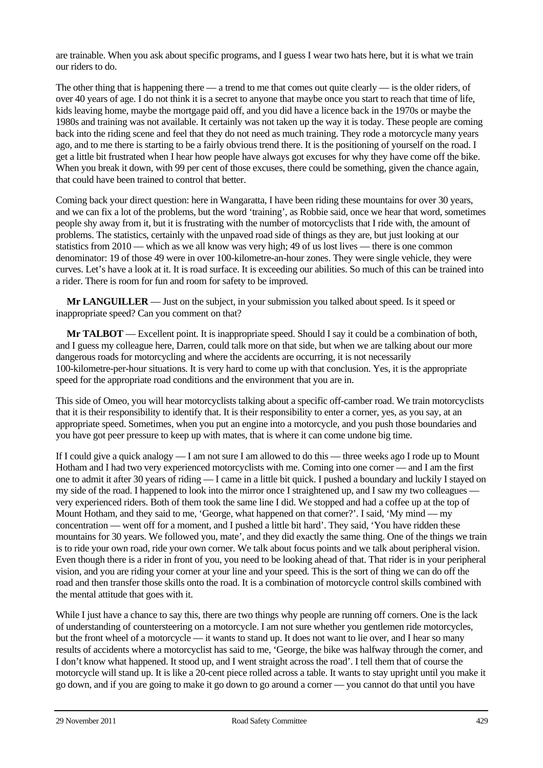are trainable. When you ask about specific programs, and I guess I wear two hats here, but it is what we train our riders to do.

The other thing that is happening there — a trend to me that comes out quite clearly — is the older riders, of over 40 years of age. I do not think it is a secret to anyone that maybe once you start to reach that time of life, kids leaving home, maybe the mortgage paid off, and you did have a licence back in the 1970s or maybe the 1980s and training was not available. It certainly was not taken up the way it is today. These people are coming back into the riding scene and feel that they do not need as much training. They rode a motorcycle many years ago, and to me there is starting to be a fairly obvious trend there. It is the positioning of yourself on the road. I get a little bit frustrated when I hear how people have always got excuses for why they have come off the bike. When you break it down, with 99 per cent of those excuses, there could be something, given the chance again, that could have been trained to control that better.

Coming back your direct question: here in Wangaratta, I have been riding these mountains for over 30 years, and we can fix a lot of the problems, but the word 'training', as Robbie said, once we hear that word, sometimes people shy away from it, but it is frustrating with the number of motorcyclists that I ride with, the amount of problems. The statistics, certainly with the unpaved road side of things as they are, but just looking at our statistics from 2010 — which as we all know was very high; 49 of us lost lives — there is one common denominator: 19 of those 49 were in over 100-kilometre-an-hour zones. They were single vehicle, they were curves. Let's have a look at it. It is road surface. It is exceeding our abilities. So much of this can be trained into a rider. There is room for fun and room for safety to be improved.

**Mr LANGUILLER** — Just on the subject, in your submission you talked about speed. Is it speed or inappropriate speed? Can you comment on that?

**Mr TALBOT** — Excellent point. It is inappropriate speed. Should I say it could be a combination of both, and I guess my colleague here, Darren, could talk more on that side, but when we are talking about our more dangerous roads for motorcycling and where the accidents are occurring, it is not necessarily 100-kilometre-per-hour situations. It is very hard to come up with that conclusion. Yes, it is the appropriate speed for the appropriate road conditions and the environment that you are in.

This side of Omeo, you will hear motorcyclists talking about a specific off-camber road. We train motorcyclists that it is their responsibility to identify that. It is their responsibility to enter a corner, yes, as you say, at an appropriate speed. Sometimes, when you put an engine into a motorcycle, and you push those boundaries and you have got peer pressure to keep up with mates, that is where it can come undone big time.

If I could give a quick analogy — I am not sure I am allowed to do this — three weeks ago I rode up to Mount Hotham and I had two very experienced motorcyclists with me. Coming into one corner — and I am the first one to admit it after 30 years of riding — I came in a little bit quick. I pushed a boundary and luckily I stayed on my side of the road. I happened to look into the mirror once I straightened up, and I saw my two colleagues — very experienced riders. Both of them took the same line I did. We stopped and had a coffee up at the top of Mount Hotham, and they said to me, 'George, what happened on that corner?'. I said, 'My mind — my concentration — went off for a moment, and I pushed a little bit hard'. They said, 'You have ridden these mountains for 30 years. We followed you, mate', and they did exactly the same thing. One of the things we train is to ride your own road, ride your own corner. We talk about focus points and we talk about peripheral vision. Even though there is a rider in front of you, you need to be looking ahead of that. That rider is in your peripheral vision, and you are riding your corner at your line and your speed. This is the sort of thing we can do off the road and then transfer those skills onto the road. It is a combination of motorcycle control skills combined with the mental attitude that goes with it.

While I just have a chance to say this, there are two things why people are running off corners. One is the lack of understanding of countersteering on a motorcycle. I am not sure whether you gentlemen ride motorcycles, but the front wheel of a motorcycle — it wants to stand up. It does not want to lie over, and I hear so many results of accidents where a motorcyclist has said to me, 'George, the bike was halfway through the corner, and I don't know what happened. It stood up, and I went straight across the road'. I tell them that of course the motorcycle will stand up. It is like a 20-cent piece rolled across a table. It wants to stay upright until you make it go down, and if you are going to make it go down to go around a corner — you cannot do that until you have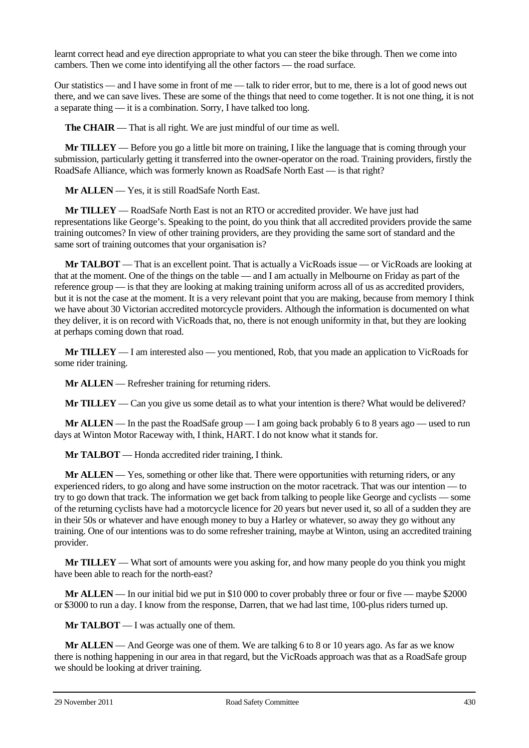learnt correct head and eye direction appropriate to what you can steer the bike through. Then we come into cambers. Then we come into identifying all the other factors — the road surface.

Our statistics — and I have some in front of me — talk to rider error, but to me, there is a lot of good news out there, and we can save lives. These are some of the things that need to come together. It is not one thing, it is not a separate thing — it is a combination. Sorry, I have talked too long.

**The CHAIR** — That is all right. We are just mindful of our time as well.

**Mr TILLEY** — Before you go a little bit more on training, I like the language that is coming through your submission, particularly getting it transferred into the owner-operator on the road. Training providers, firstly the RoadSafe Alliance, which was formerly known as RoadSafe North East — is that right?

**Mr ALLEN** — Yes, it is still RoadSafe North East.

**Mr TILLEY** — RoadSafe North East is not an RTO or accredited provider. We have just had representations like George's. Speaking to the point, do you think that all accredited providers provide the same training outcomes? In view of other training providers, are they providing the same sort of standard and the same sort of training outcomes that your organisation is?

**Mr TALBOT** — That is an excellent point. That is actually a VicRoads issue — or VicRoads are looking at that at the moment. One of the things on the table — and I am actually in Melbourne on Friday as part of the reference group — is that they are looking at making training uniform across all of us as accredited providers, but it is not the case at the moment. It is a very relevant point that you are making, because from memory I think we have about 30 Victorian accredited motorcycle providers. Although the information is documented on what they deliver, it is on record with VicRoads that, no, there is not enough uniformity in that, but they are looking at perhaps coming down that road.

**Mr TILLEY** — I am interested also — you mentioned, Rob, that you made an application to VicRoads for some rider training.

**Mr ALLEN** — Refresher training for returning riders.

**Mr TILLEY** — Can you give us some detail as to what your intention is there? What would be delivered?

**Mr ALLEN** — In the past the RoadSafe group — I am going back probably 6 to 8 years ago — used to run days at Winton Motor Raceway with, I think, HART. I do not know what it stands for.

**Mr TALBOT** — Honda accredited rider training, I think.

**Mr ALLEN** — Yes, something or other like that. There were opportunities with returning riders, or any experienced riders, to go along and have some instruction on the motor racetrack. That was our intention — to try to go down that track. The information we get back from talking to people like George and cyclists — some of the returning cyclists have had a motorcycle licence for 20 years but never used it, so all of a sudden they are in their 50s or whatever and have enough money to buy a Harley or whatever, so away they go without any training. One of our intentions was to do some refresher training, maybe at Winton, using an accredited training provider.

**Mr TILLEY** — What sort of amounts were you asking for, and how many people do you think you might have been able to reach for the north-east?

**Mr ALLEN** — In our initial bid we put in \$10 000 to cover probably three or four or five — maybe \$2000 or \$3000 to run a day. I know from the response, Darren, that we had last time, 100-plus riders turned up.

**Mr TALBOT** — I was actually one of them.

**Mr ALLEN** — And George was one of them. We are talking 6 to 8 or 10 years ago. As far as we know there is nothing happening in our area in that regard, but the VicRoads approach was that as a RoadSafe group we should be looking at driver training.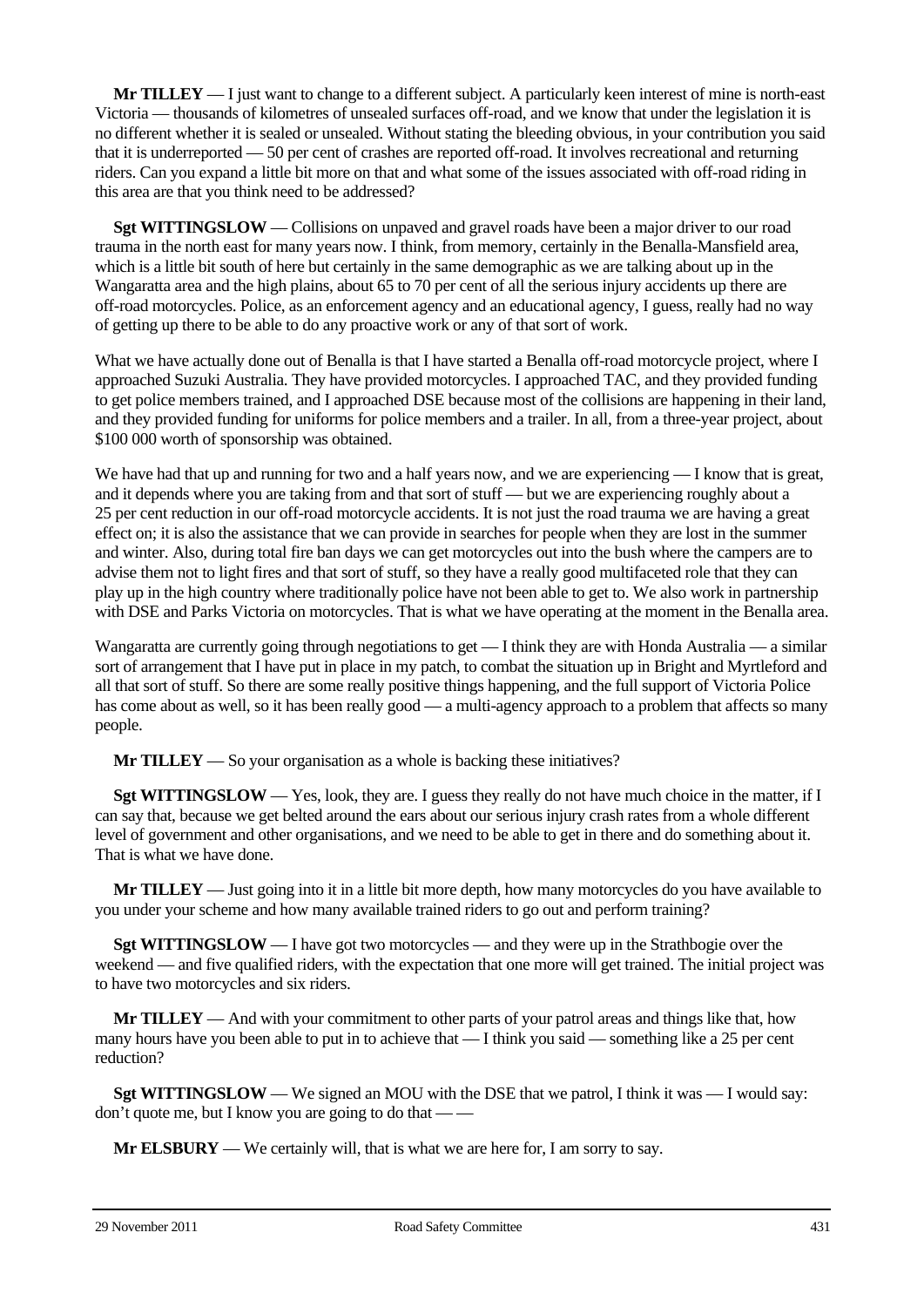**Mr TILLEY** — I just want to change to a different subject. A particularly keen interest of mine is north-east Victoria — thousands of kilometres of unsealed surfaces off-road, and we know that under the legislation it is no different whether it is sealed or unsealed. Without stating the bleeding obvious, in your contribution you said that it is underreported — 50 per cent of crashes are reported off-road. It involves recreational and returning riders. Can you expand a little bit more on that and what some of the issues associated with off-road riding in this area are that you think need to be addressed?

**Sgt WITTINGSLOW** — Collisions on unpaved and gravel roads have been a major driver to our road trauma in the north east for many years now. I think, from memory, certainly in the Benalla-Mansfield area, which is a little bit south of here but certainly in the same demographic as we are talking about up in the Wangaratta area and the high plains, about 65 to 70 per cent of all the serious injury accidents up there are off-road motorcycles. Police, as an enforcement agency and an educational agency, I guess, really had no way of getting up there to be able to do any proactive work or any of that sort of work.

What we have actually done out of Benalla is that I have started a Benalla off-road motorcycle project, where I approached Suzuki Australia. They have provided motorcycles. I approached TAC, and they provided funding to get police members trained, and I approached DSE because most of the collisions are happening in their land, and they provided funding for uniforms for police members and a trailer. In all, from a three-year project, about \$100 000 worth of sponsorship was obtained.

We have had that up and running for two and a half years now, and we are experiencing — I know that is great, and it depends where you are taking from and that sort of stuff — but we are experiencing roughly about a 25 per cent reduction in our off-road motorcycle accidents. It is not just the road trauma we are having a great effect on; it is also the assistance that we can provide in searches for people when they are lost in the summer and winter. Also, during total fire ban days we can get motorcycles out into the bush where the campers are to advise them not to light fires and that sort of stuff, so they have a really good multifaceted role that they can play up in the high country where traditionally police have not been able to get to. We also work in partnership with DSE and Parks Victoria on motorcycles. That is what we have operating at the moment in the Benalla area.

Wangaratta are currently going through negotiations to get — I think they are with Honda Australia — a similar sort of arrangement that I have put in place in my patch, to combat the situation up in Bright and Myrtleford and all that sort of stuff. So there are some really positive things happening, and the full support of Victoria Police has come about as well, so it has been really good — a multi-agency approach to a problem that affects so many people.

**Mr TILLEY** — So your organisation as a whole is backing these initiatives?

**Sgt WITTINGSLOW** — Yes, look, they are. I guess they really do not have much choice in the matter, if I can say that, because we get belted around the ears about our serious injury crash rates from a whole different level of government and other organisations, and we need to be able to get in there and do something about it. That is what we have done.

**Mr TILLEY** — Just going into it in a little bit more depth, how many motorcycles do you have available to you under your scheme and how many available trained riders to go out and perform training?

**Sgt WITTINGSLOW** — I have got two motorcycles — and they were up in the Strathbogie over the weekend — and five qualified riders, with the expectation that one more will get trained. The initial project was to have two motorcycles and six riders.

**Mr TILLEY** — And with your commitment to other parts of your patrol areas and things like that, how many hours have you been able to put in to achieve that — I think you said — something like a 25 per cent reduction?

**Sgt WITTINGSLOW** — We signed an MOU with the DSE that we patrol, I think it was — I would say: don't quote me, but I know you are going to do that — —

**Mr ELSBURY** — We certainly will, that is what we are here for, I am sorry to say.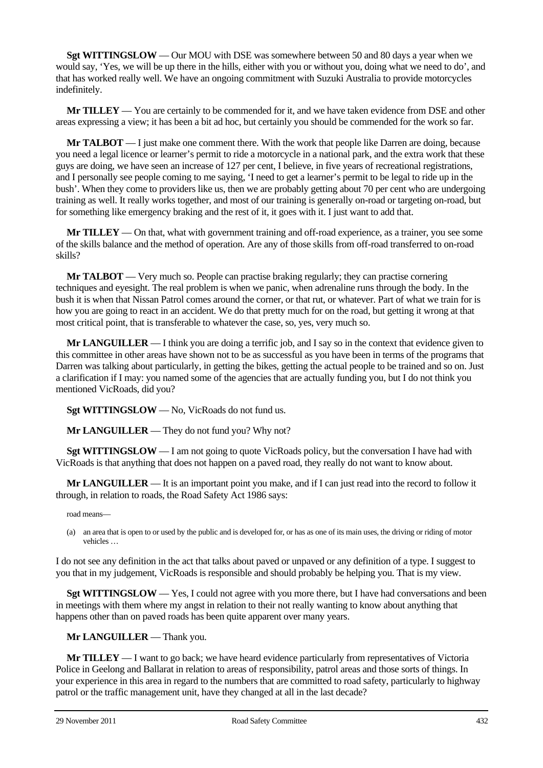**Sgt WITTINGSLOW** — Our MOU with DSE was somewhere between 50 and 80 days a year when we would say, 'Yes, we will be up there in the hills, either with you or without you, doing what we need to do', and that has worked really well. We have an ongoing commitment with Suzuki Australia to provide motorcycles indefinitely.

**Mr TILLEY** — You are certainly to be commended for it, and we have taken evidence from DSE and other areas expressing a view; it has been a bit ad hoc, but certainly you should be commended for the work so far.

**Mr TALBOT** — I just make one comment there. With the work that people like Darren are doing, because you need a legal licence or learner's permit to ride a motorcycle in a national park, and the extra work that these guys are doing, we have seen an increase of 127 per cent, I believe, in five years of recreational registrations, and I personally see people coming to me saying, 'I need to get a learner's permit to be legal to ride up in the bush'. When they come to providers like us, then we are probably getting about 70 per cent who are undergoing training as well. It really works together, and most of our training is generally on-road or targeting on-road, but for something like emergency braking and the rest of it, it goes with it. I just want to add that.

**Mr TILLEY** — On that, what with government training and off-road experience, as a trainer, you see some of the skills balance and the method of operation. Are any of those skills from off-road transferred to on-road skills?

**Mr TALBOT** — Very much so. People can practise braking regularly; they can practise cornering techniques and eyesight. The real problem is when we panic, when adrenaline runs through the body. In the bush it is when that Nissan Patrol comes around the corner, or that rut, or whatever. Part of what we train for is how you are going to react in an accident. We do that pretty much for on the road, but getting it wrong at that most critical point, that is transferable to whatever the case, so, yes, very much so.

**Mr LANGUILLER** — I think you are doing a terrific job, and I say so in the context that evidence given to this committee in other areas have shown not to be as successful as you have been in terms of the programs that Darren was talking about particularly, in getting the bikes, getting the actual people to be trained and so on. Just a clarification if I may: you named some of the agencies that are actually funding you, but I do not think you mentioned VicRoads, did you?

**Sgt WITTINGSLOW** — No, VicRoads do not fund us.

**Mr LANGUILLER** — They do not fund you? Why not?

**Sgt WITTINGSLOW** — I am not going to quote VicRoads policy, but the conversation I have had with VicRoads is that anything that does not happen on a paved road, they really do not want to know about.

**Mr LANGUILLER** — It is an important point you make, and if I can just read into the record to follow it through, in relation to roads, the Road Safety Act 1986 says:

> road means—
>
> (a) an area that is open to or used by the public and is developed for, or has as one of its main uses, the driving or riding of motor vehicles …

I do not see any definition in the act that talks about paved or unpaved or any definition of a type. I suggest to you that in my judgement, VicRoads is responsible and should probably be helping you. That is my view.

**Sgt WITTINGSLOW** — Yes, I could not agree with you more there, but I have had conversations and been in meetings with them where my angst in relation to their not really wanting to know about anything that happens other than on paved roads has been quite apparent over many years.

**Mr LANGUILLER** — Thank you.

**Mr TILLEY** — I want to go back; we have heard evidence particularly from representatives of Victoria Police in Geelong and Ballarat in relation to areas of responsibility, patrol areas and those sorts of things. In your experience in this area in regard to the numbers that are committed to road safety, particularly to highway patrol or the traffic management unit, have they changed at all in the last decade?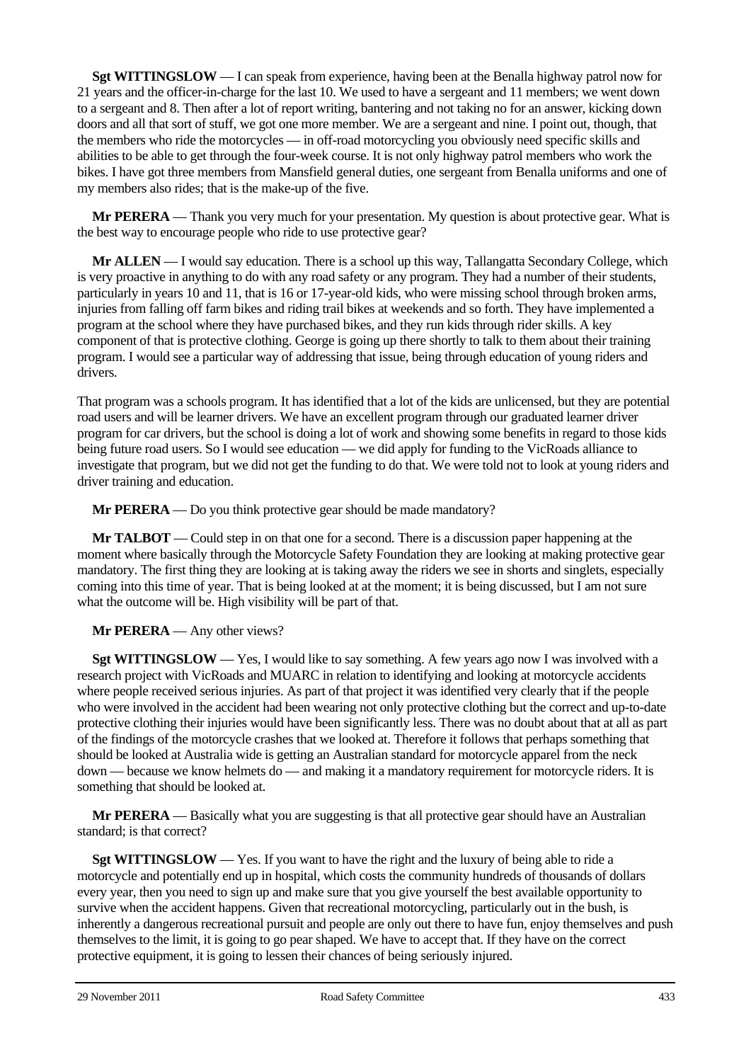**Sgt WITTINGSLOW** — I can speak from experience, having been at the Benalla highway patrol now for 21 years and the officer-in-charge for the last 10. We used to have a sergeant and 11 members; we went down to a sergeant and 8. Then after a lot of report writing, bantering and not taking no for an answer, kicking down doors and all that sort of stuff, we got one more member. We are a sergeant and nine. I point out, though, that the members who ride the motorcycles — in off-road motorcycling you obviously need specific skills and abilities to be able to get through the four-week course. It is not only highway patrol members who work the bikes. I have got three members from Mansfield general duties, one sergeant from Benalla uniforms and one of my members also rides; that is the make-up of the five.

**Mr PERERA** — Thank you very much for your presentation. My question is about protective gear. What is the best way to encourage people who ride to use protective gear?

**Mr ALLEN** — I would say education. There is a school up this way, Tallangatta Secondary College, which is very proactive in anything to do with any road safety or any program. They had a number of their students, particularly in years 10 and 11, that is 16 or 17-year-old kids, who were missing school through broken arms, injuries from falling off farm bikes and riding trail bikes at weekends and so forth. They have implemented a program at the school where they have purchased bikes, and they run kids through rider skills. A key component of that is protective clothing. George is going up there shortly to talk to them about their training program. I would see a particular way of addressing that issue, being through education of young riders and drivers.

That program was a schools program. It has identified that a lot of the kids are unlicensed, but they are potential road users and will be learner drivers. We have an excellent program through our graduated learner driver program for car drivers, but the school is doing a lot of work and showing some benefits in regard to those kids being future road users. So I would see education — we did apply for funding to the VicRoads alliance to investigate that program, but we did not get the funding to do that. We were told not to look at young riders and driver training and education.

**Mr PERERA** — Do you think protective gear should be made mandatory?

**Mr TALBOT** — Could step in on that one for a second. There is a discussion paper happening at the moment where basically through the Motorcycle Safety Foundation they are looking at making protective gear mandatory. The first thing they are looking at is taking away the riders we see in shorts and singlets, especially coming into this time of year. That is being looked at at the moment; it is being discussed, but I am not sure what the outcome will be. High visibility will be part of that.

**Mr PERERA** — Any other views?

**Sgt WITTINGSLOW** — Yes, I would like to say something. A few years ago now I was involved with a research project with VicRoads and MUARC in relation to identifying and looking at motorcycle accidents where people received serious injuries. As part of that project it was identified very clearly that if the people who were involved in the accident had been wearing not only protective clothing but the correct and up-to-date protective clothing their injuries would have been significantly less. There was no doubt about that at all as part of the findings of the motorcycle crashes that we looked at. Therefore it follows that perhaps something that should be looked at Australia wide is getting an Australian standard for motorcycle apparel from the neck down — because we know helmets do — and making it a mandatory requirement for motorcycle riders. It is something that should be looked at.

**Mr PERERA** — Basically what you are suggesting is that all protective gear should have an Australian standard; is that correct?

**Sgt WITTINGSLOW** — Yes. If you want to have the right and the luxury of being able to ride a motorcycle and potentially end up in hospital, which costs the community hundreds of thousands of dollars every year, then you need to sign up and make sure that you give yourself the best available opportunity to survive when the accident happens. Given that recreational motorcycling, particularly out in the bush, is inherently a dangerous recreational pursuit and people are only out there to have fun, enjoy themselves and push themselves to the limit, it is going to go pear shaped. We have to accept that. If they have on the correct protective equipment, it is going to lessen their chances of being seriously injured.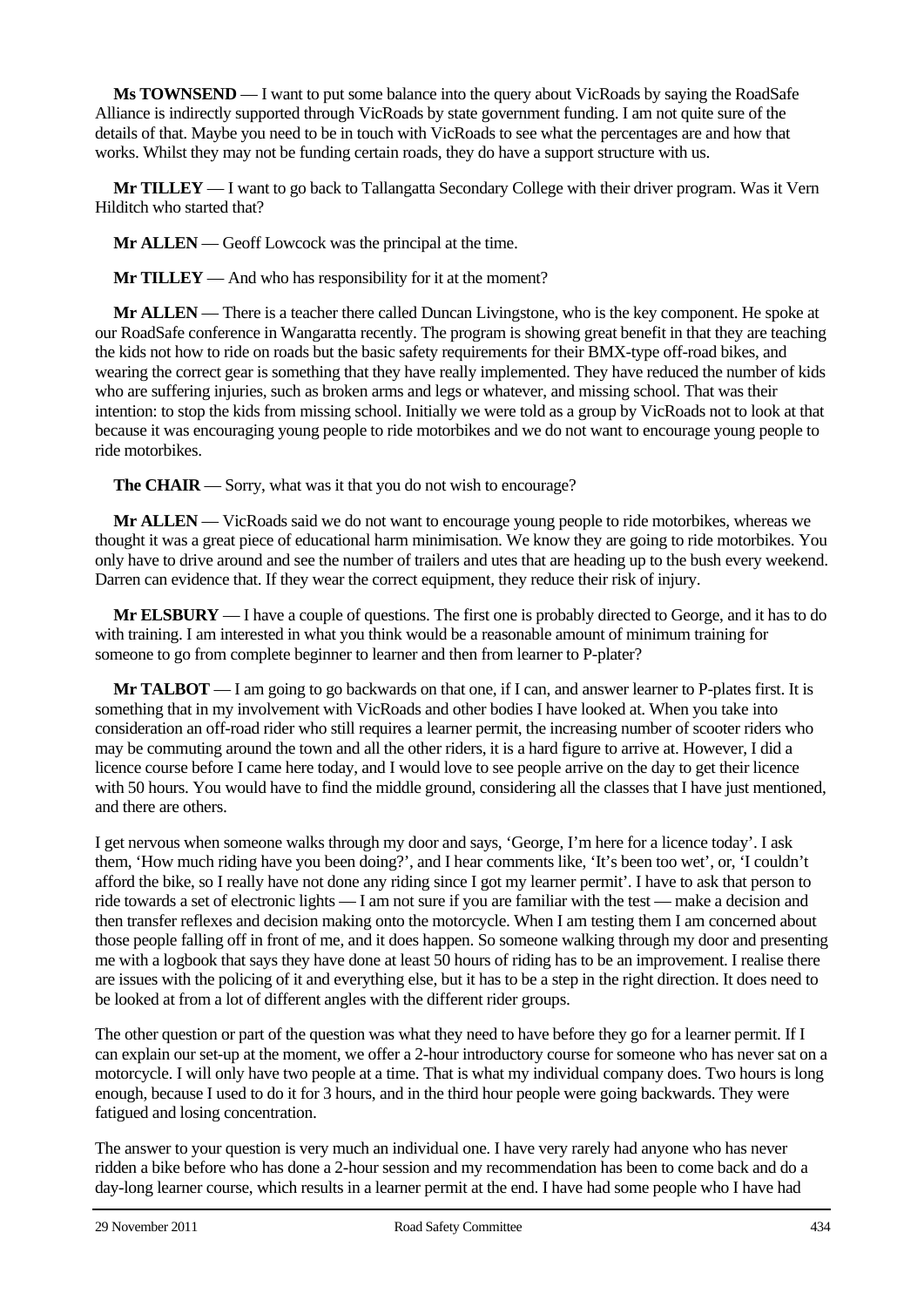**Ms TOWNSEND** — I want to put some balance into the query about VicRoads by saying the RoadSafe Alliance is indirectly supported through VicRoads by state government funding. I am not quite sure of the details of that. Maybe you need to be in touch with VicRoads to see what the percentages are and how that works. Whilst they may not be funding certain roads, they do have a support structure with us.

**Mr TILLEY** — I want to go back to Tallangatta Secondary College with their driver program. Was it Vern Hilditch who started that?

**Mr ALLEN** — Geoff Lowcock was the principal at the time.

**Mr TILLEY** — And who has responsibility for it at the moment?

**Mr ALLEN** — There is a teacher there called Duncan Livingstone, who is the key component. He spoke at our RoadSafe conference in Wangaratta recently. The program is showing great benefit in that they are teaching the kids not how to ride on roads but the basic safety requirements for their BMX-type off-road bikes, and wearing the correct gear is something that they have really implemented. They have reduced the number of kids who are suffering injuries, such as broken arms and legs or whatever, and missing school. That was their intention: to stop the kids from missing school. Initially we were told as a group by VicRoads not to look at that because it was encouraging young people to ride motorbikes and we do not want to encourage young people to ride motorbikes.

**The CHAIR** — Sorry, what was it that you do not wish to encourage?

**Mr ALLEN** — VicRoads said we do not want to encourage young people to ride motorbikes, whereas we thought it was a great piece of educational harm minimisation. We know they are going to ride motorbikes. You only have to drive around and see the number of trailers and utes that are heading up to the bush every weekend. Darren can evidence that. If they wear the correct equipment, they reduce their risk of injury.

**Mr ELSBURY** — I have a couple of questions. The first one is probably directed to George, and it has to do with training. I am interested in what you think would be a reasonable amount of minimum training for someone to go from complete beginner to learner and then from learner to P-plater?

**Mr TALBOT** — I am going to go backwards on that one, if I can, and answer learner to P-plates first. It is something that in my involvement with VicRoads and other bodies I have looked at. When you take into consideration an off-road rider who still requires a learner permit, the increasing number of scooter riders who may be commuting around the town and all the other riders, it is a hard figure to arrive at. However, I did a licence course before I came here today, and I would love to see people arrive on the day to get their licence with 50 hours. You would have to find the middle ground, considering all the classes that I have just mentioned, and there are others.

I get nervous when someone walks through my door and says, 'George, I'm here for a licence today'. I ask them, 'How much riding have you been doing?', and I hear comments like, 'It's been too wet', or, 'I couldn't afford the bike, so I really have not done any riding since I got my learner permit'. I have to ask that person to ride towards a set of electronic lights — I am not sure if you are familiar with the test — make a decision and then transfer reflexes and decision making onto the motorcycle. When I am testing them I am concerned about those people falling off in front of me, and it does happen. So someone walking through my door and presenting me with a logbook that says they have done at least 50 hours of riding has to be an improvement. I realise there are issues with the policing of it and everything else, but it has to be a step in the right direction. It does need to be looked at from a lot of different angles with the different rider groups.

The other question or part of the question was what they need to have before they go for a learner permit. If I can explain our set-up at the moment, we offer a 2-hour introductory course for someone who has never sat on a motorcycle. I will only have two people at a time. That is what my individual company does. Two hours is long enough, because I used to do it for 3 hours, and in the third hour people were going backwards. They were fatigued and losing concentration.

The answer to your question is very much an individual one. I have very rarely had anyone who has never ridden a bike before who has done a 2-hour session and my recommendation has been to come back and do a day-long learner course, which results in a learner permit at the end. I have had some people who I have had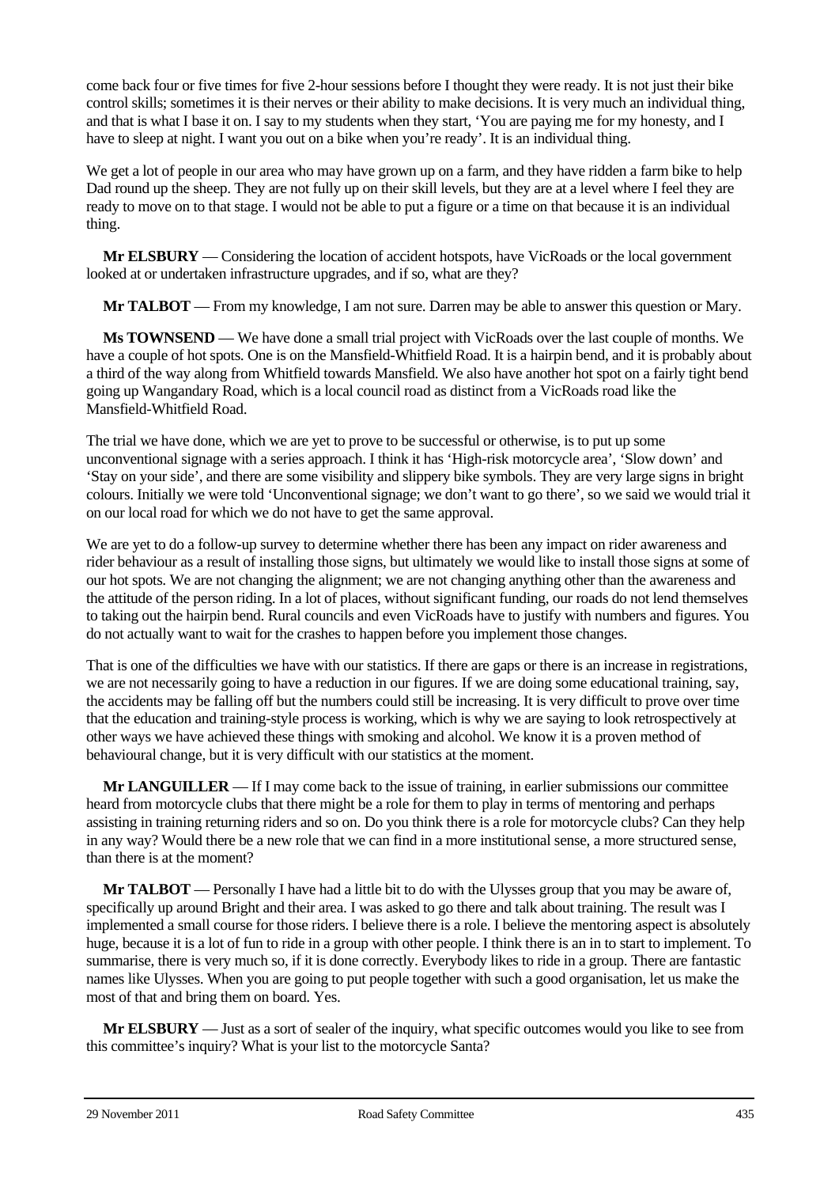come back four or five times for five 2-hour sessions before I thought they were ready. It is not just their bike control skills; sometimes it is their nerves or their ability to make decisions. It is very much an individual thing, and that is what I base it on. I say to my students when they start, 'You are paying me for my honesty, and I have to sleep at night. I want you out on a bike when you're ready'. It is an individual thing.

We get a lot of people in our area who may have grown up on a farm, and they have ridden a farm bike to help Dad round up the sheep. They are not fully up on their skill levels, but they are at a level where I feel they are ready to move on to that stage. I would not be able to put a figure or a time on that because it is an individual thing.

**Mr ELSBURY** — Considering the location of accident hotspots, have VicRoads or the local government looked at or undertaken infrastructure upgrades, and if so, what are they?

**Mr TALBOT** — From my knowledge, I am not sure. Darren may be able to answer this question or Mary.

**Ms TOWNSEND** — We have done a small trial project with VicRoads over the last couple of months. We have a couple of hot spots. One is on the Mansfield-Whitfield Road. It is a hairpin bend, and it is probably about a third of the way along from Whitfield towards Mansfield. We also have another hot spot on a fairly tight bend going up Wangandary Road, which is a local council road as distinct from a VicRoads road like the Mansfield-Whitfield Road.

The trial we have done, which we are yet to prove to be successful or otherwise, is to put up some unconventional signage with a series approach. I think it has 'High-risk motorcycle area', 'Slow down' and 'Stay on your side', and there are some visibility and slippery bike symbols. They are very large signs in bright colours. Initially we were told 'Unconventional signage; we don't want to go there', so we said we would trial it on our local road for which we do not have to get the same approval.

We are yet to do a follow-up survey to determine whether there has been any impact on rider awareness and rider behaviour as a result of installing those signs, but ultimately we would like to install those signs at some of our hot spots. We are not changing the alignment; we are not changing anything other than the awareness and the attitude of the person riding. In a lot of places, without significant funding, our roads do not lend themselves to taking out the hairpin bend. Rural councils and even VicRoads have to justify with numbers and figures. You do not actually want to wait for the crashes to happen before you implement those changes.

That is one of the difficulties we have with our statistics. If there are gaps or there is an increase in registrations, we are not necessarily going to have a reduction in our figures. If we are doing some educational training, say, the accidents may be falling off but the numbers could still be increasing. It is very difficult to prove over time that the education and training-style process is working, which is why we are saying to look retrospectively at other ways we have achieved these things with smoking and alcohol. We know it is a proven method of behavioural change, but it is very difficult with our statistics at the moment.

**Mr LANGUILLER** — If I may come back to the issue of training, in earlier submissions our committee heard from motorcycle clubs that there might be a role for them to play in terms of mentoring and perhaps assisting in training returning riders and so on. Do you think there is a role for motorcycle clubs? Can they help in any way? Would there be a new role that we can find in a more institutional sense, a more structured sense, than there is at the moment?

**Mr TALBOT** — Personally I have had a little bit to do with the Ulysses group that you may be aware of, specifically up around Bright and their area. I was asked to go there and talk about training. The result was I implemented a small course for those riders. I believe there is a role. I believe the mentoring aspect is absolutely huge, because it is a lot of fun to ride in a group with other people. I think there is an in to start to implement. To summarise, there is very much so, if it is done correctly. Everybody likes to ride in a group. There are fantastic names like Ulysses. When you are going to put people together with such a good organisation, let us make the most of that and bring them on board. Yes.

**Mr ELSBURY** — Just as a sort of sealer of the inquiry, what specific outcomes would you like to see from this committee's inquiry? What is your list to the motorcycle Santa?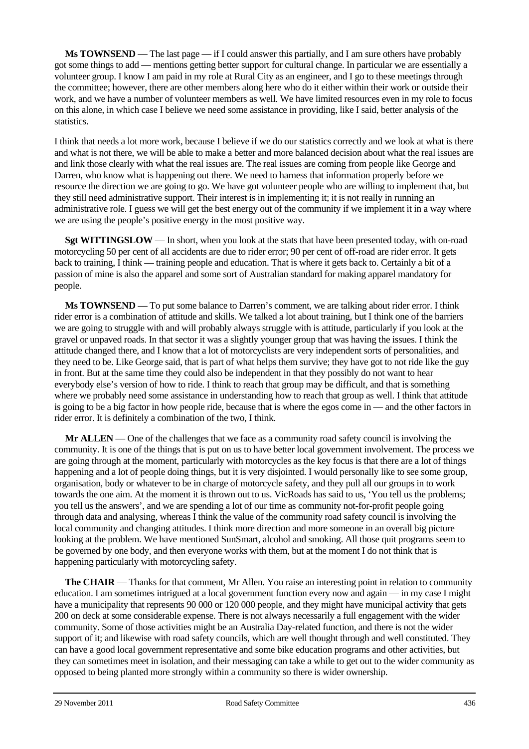**Ms TOWNSEND** — The last page — if I could answer this partially, and I am sure others have probably got some things to add — mentions getting better support for cultural change. In particular we are essentially a volunteer group. I know I am paid in my role at Rural City as an engineer, and I go to these meetings through the committee; however, there are other members along here who do it either within their work or outside their work, and we have a number of volunteer members as well. We have limited resources even in my role to focus on this alone, in which case I believe we need some assistance in providing, like I said, better analysis of the statistics.

I think that needs a lot more work, because I believe if we do our statistics correctly and we look at what is there and what is not there, we will be able to make a better and more balanced decision about what the real issues are and link those clearly with what the real issues are. The real issues are coming from people like George and Darren, who know what is happening out there. We need to harness that information properly before we resource the direction we are going to go. We have got volunteer people who are willing to implement that, but they still need administrative support. Their interest is in implementing it; it is not really in running an administrative role. I guess we will get the best energy out of the community if we implement it in a way where we are using the people's positive energy in the most positive way.

**Sgt WITTINGSLOW** — In short, when you look at the stats that have been presented today, with on-road motorcycling 50 per cent of all accidents are due to rider error; 90 per cent of off-road are rider error. It gets back to training, I think — training people and education. That is where it gets back to. Certainly a bit of a passion of mine is also the apparel and some sort of Australian standard for making apparel mandatory for people.

**Ms TOWNSEND** — To put some balance to Darren's comment, we are talking about rider error. I think rider error is a combination of attitude and skills. We talked a lot about training, but I think one of the barriers we are going to struggle with and will probably always struggle with is attitude, particularly if you look at the gravel or unpaved roads. In that sector it was a slightly younger group that was having the issues. I think the attitude changed there, and I know that a lot of motorcyclists are very independent sorts of personalities, and they need to be. Like George said, that is part of what helps them survive; they have got to not ride like the guy in front. But at the same time they could also be independent in that they possibly do not want to hear everybody else's version of how to ride. I think to reach that group may be difficult, and that is something where we probably need some assistance in understanding how to reach that group as well. I think that attitude is going to be a big factor in how people ride, because that is where the egos come in — and the other factors in rider error. It is definitely a combination of the two, I think.

**Mr ALLEN** — One of the challenges that we face as a community road safety council is involving the community. It is one of the things that is put on us to have better local government involvement. The process we are going through at the moment, particularly with motorcycles as the key focus is that there are a lot of things happening and a lot of people doing things, but it is very disjointed. I would personally like to see some group, organisation, body or whatever to be in charge of motorcycle safety, and they pull all our groups in to work towards the one aim. At the moment it is thrown out to us. VicRoads has said to us, 'You tell us the problems; you tell us the answers', and we are spending a lot of our time as community not-for-profit people going through data and analysing, whereas I think the value of the community road safety council is involving the local community and changing attitudes. I think more direction and more someone in an overall big picture looking at the problem. We have mentioned SunSmart, alcohol and smoking. All those quit programs seem to be governed by one body, and then everyone works with them, but at the moment I do not think that is happening particularly with motorcycling safety.

**The CHAIR** — Thanks for that comment, Mr Allen. You raise an interesting point in relation to community education. I am sometimes intrigued at a local government function every now and again — in my case I might have a municipality that represents 90 000 or 120 000 people, and they might have municipal activity that gets 200 on deck at some considerable expense. There is not always necessarily a full engagement with the wider community. Some of those activities might be an Australia Day-related function, and there is not the wider support of it; and likewise with road safety councils, which are well thought through and well constituted. They can have a good local government representative and some bike education programs and other activities, but they can sometimes meet in isolation, and their messaging can take a while to get out to the wider community as opposed to being planted more strongly within a community so there is wider ownership.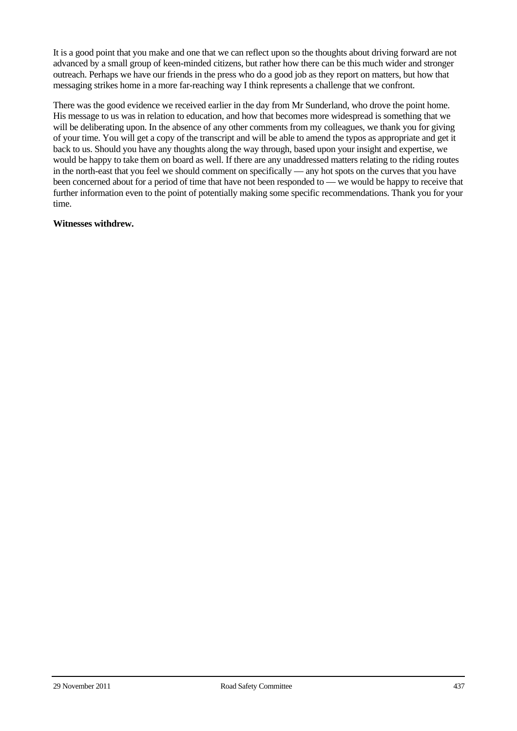It is a good point that you make and one that we can reflect upon so the thoughts about driving forward are not advanced by a small group of keen-minded citizens, but rather how there can be this much wider and stronger outreach. Perhaps we have our friends in the press who do a good job as they report on matters, but how that messaging strikes home in a more far-reaching way I think represents a challenge that we confront.

There was the good evidence we received earlier in the day from Mr Sunderland, who drove the point home. His message to us was in relation to education, and how that becomes more widespread is something that we will be deliberating upon. In the absence of any other comments from my colleagues, we thank you for giving of your time. You will get a copy of the transcript and will be able to amend the typos as appropriate and get it back to us. Should you have any thoughts along the way through, based upon your insight and expertise, we would be happy to take them on board as well. If there are any unaddressed matters relating to the riding routes in the north-east that you feel we should comment on specifically — any hot spots on the curves that you have been concerned about for a period of time that have not been responded to — we would be happy to receive that further information even to the point of potentially making some specific recommendations. Thank you for your time.

**Witnesses withdrew.**